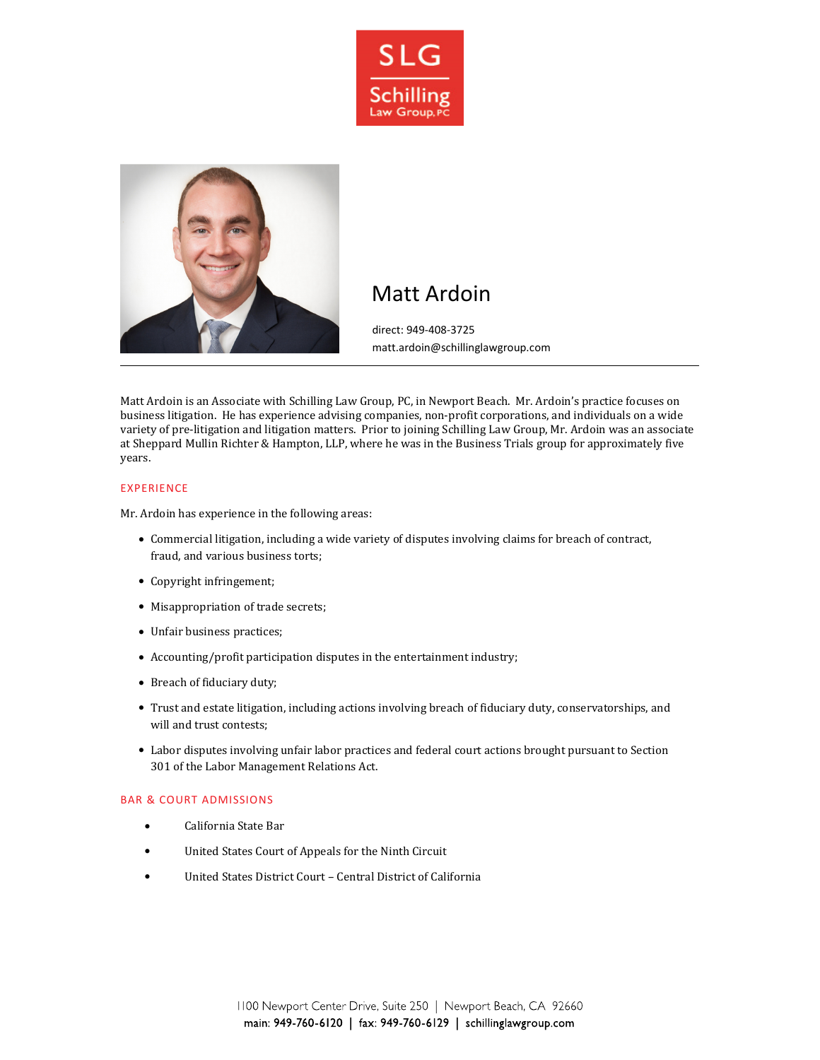SLG
Schilling Law Group, PC

# Matt Ardoin

direct: 949-408-3725
matt.ardoin@schillinglawgroup.com

---

Matt Ardoin is an Associate with Schilling Law Group, PC, in Newport Beach. Mr. Ardoin's practice focuses on business litigation. He has experience advising companies, non-profit corporations, and individuals on a wide variety of pre-litigation and litigation matters. Prior to joining Schilling Law Group, Mr. Ardoin was an associate at Sheppard Mullin Richter & Hampton, LLP, where he was in the Business Trials group for approximately five years.

## EXPERIENCE

Mr. Ardoin has experience in the following areas:

- Commercial litigation, including a wide variety of disputes involving claims for breach of contract, fraud, and various business torts;
- Copyright infringement;
- Misappropriation of trade secrets;
- Unfair business practices;
- Accounting/profit participation disputes in the entertainment industry;
- Breach of fiduciary duty;
- Trust and estate litigation, including actions involving breach of fiduciary duty, conservatorships, and will and trust contests;
- Labor disputes involving unfair labor practices and federal court actions brought pursuant to Section 301 of the Labor Management Relations Act.

## BAR & COURT ADMISSIONS

- California State Bar
- United States Court of Appeals for the Ninth Circuit
- United States District Court – Central District of California

1100 Newport Center Drive, Suite 250 | Newport Beach, CA 92660
main: 949-760-6120 | fax: 949-760-6129 | schillinglawgroup.com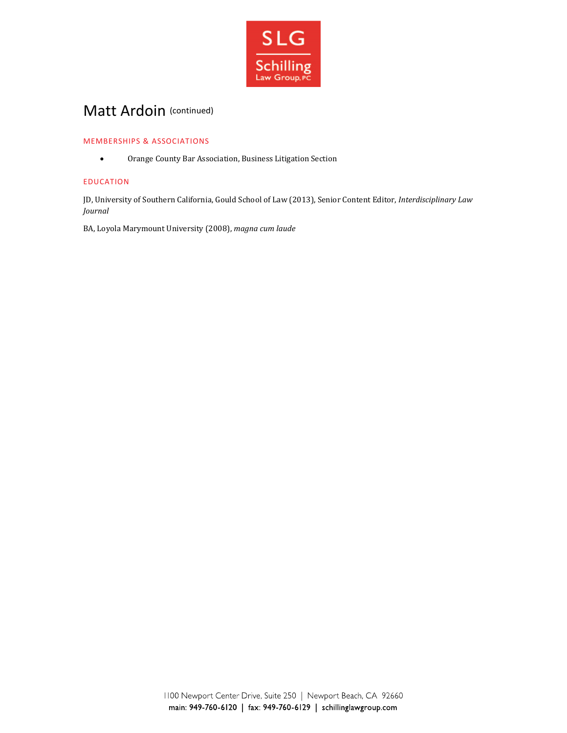# Matt Ardoin (continued)

## MEMBERSHIPS & ASSOCIATIONS

- Orange County Bar Association, Business Litigation Section

## EDUCATION

JD, University of Southern California, Gould School of Law (2013), Senior Content Editor, *Interdisciplinary Law Journal*

BA, Loyola Marymount University (2008), *magna cum laude*